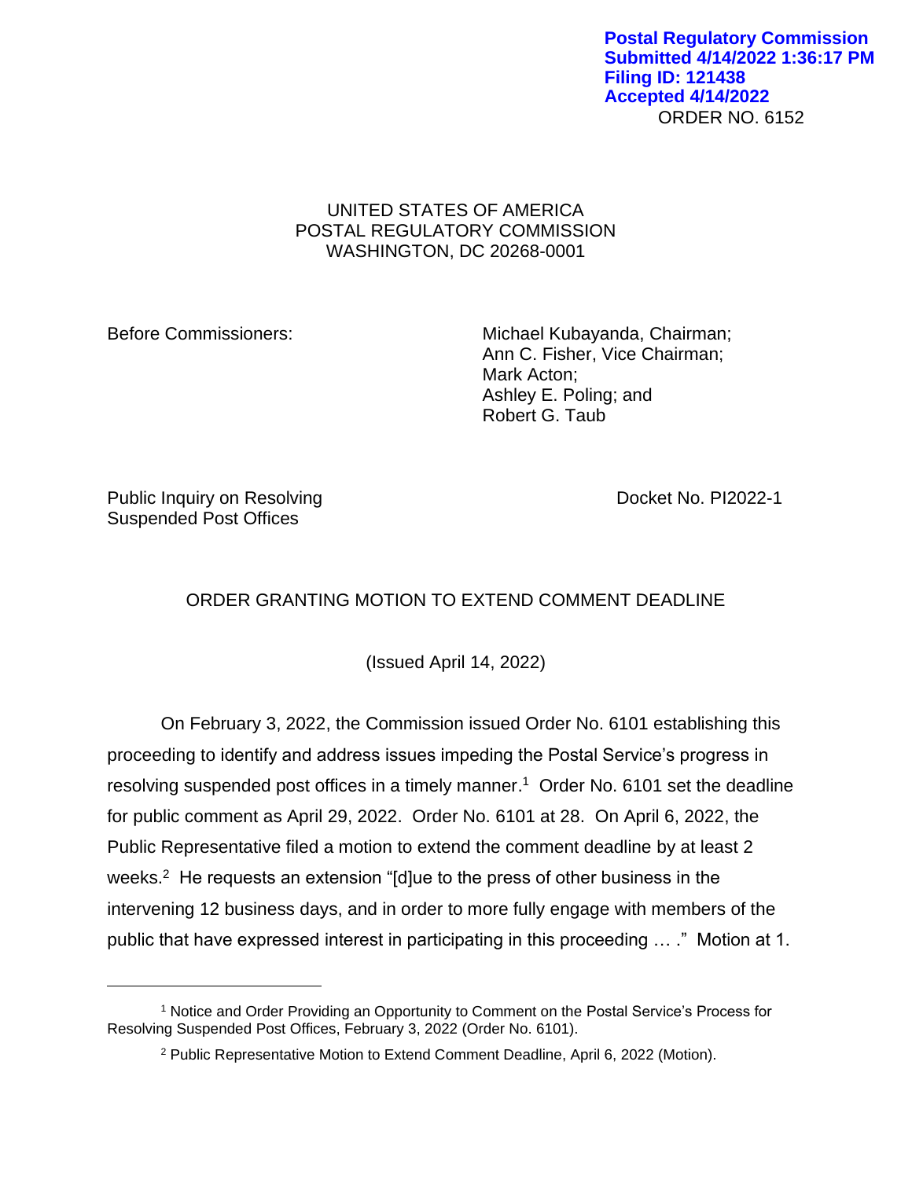Postal Regulatory Commission
Submitted 4/14/2022 1:36:17 PM
Filing ID: 121438
Accepted 4/14/2022

ORDER NO. 6152

UNITED STATES OF AMERICA
POSTAL REGULATORY COMMISSION
WASHINGTON, DC 20268-0001

Before Commissioners:

Michael Kubayanda, Chairman;
Ann C. Fisher, Vice Chairman;
Mark Acton;
Ashley E. Poling; and
Robert G. Taub

Public Inquiry on Resolving Suspended Post Offices

Docket No. PI2022-1

## ORDER GRANTING MOTION TO EXTEND COMMENT DEADLINE

(Issued April 14, 2022)

On February 3, 2022, the Commission issued Order No. 6101 establishing this proceeding to identify and address issues impeding the Postal Service's progress in resolving suspended post offices in a timely manner.[1] Order No. 6101 set the deadline for public comment as April 29, 2022. Order No. 6101 at 28. On April 6, 2022, the Public Representative filed a motion to extend the comment deadline by at least 2 weeks.[2] He requests an extension "[d]ue to the press of other business in the intervening 12 business days, and in order to more fully engage with members of the public that have expressed interest in participating in this proceeding … ." Motion at 1.

---

[1] Notice and Order Providing an Opportunity to Comment on the Postal Service's Process for Resolving Suspended Post Offices, February 3, 2022 (Order No. 6101).

[2] Public Representative Motion to Extend Comment Deadline, April 6, 2022 (Motion).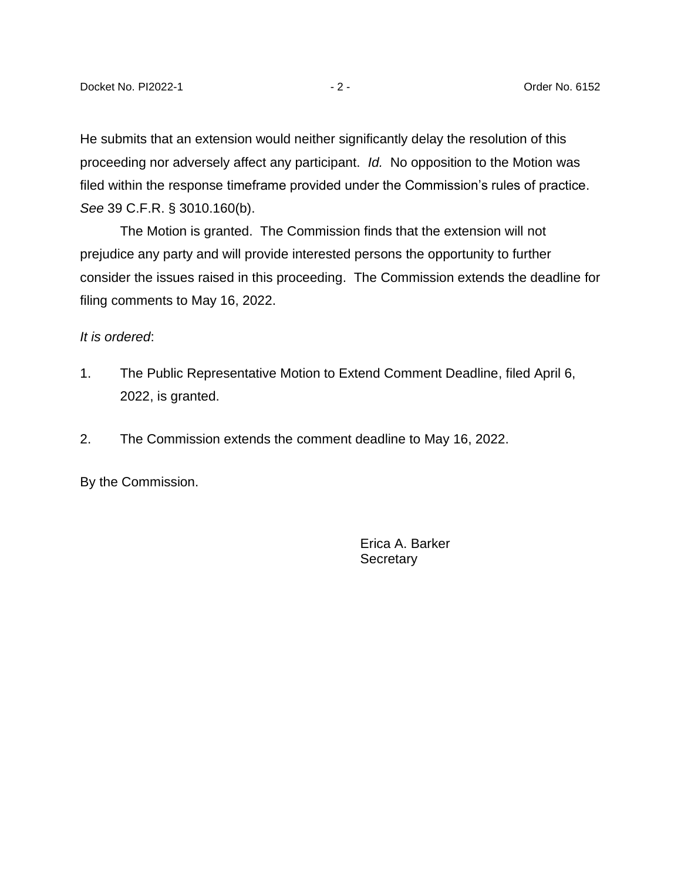He submits that an extension would neither significantly delay the resolution of this proceeding nor adversely affect any participant. *Id.* No opposition to the Motion was filed within the response timeframe provided under the Commission's rules of practice. *See* 39 C.F.R. § 3010.160(b).

The Motion is granted. The Commission finds that the extension will not prejudice any party and will provide interested persons the opportunity to further consider the issues raised in this proceeding. The Commission extends the deadline for filing comments to May 16, 2022.

*It is ordered*:

1. The Public Representative Motion to Extend Comment Deadline, filed April 6, 2022, is granted.

2. The Commission extends the comment deadline to May 16, 2022.

By the Commission.

Erica A. Barker
Secretary